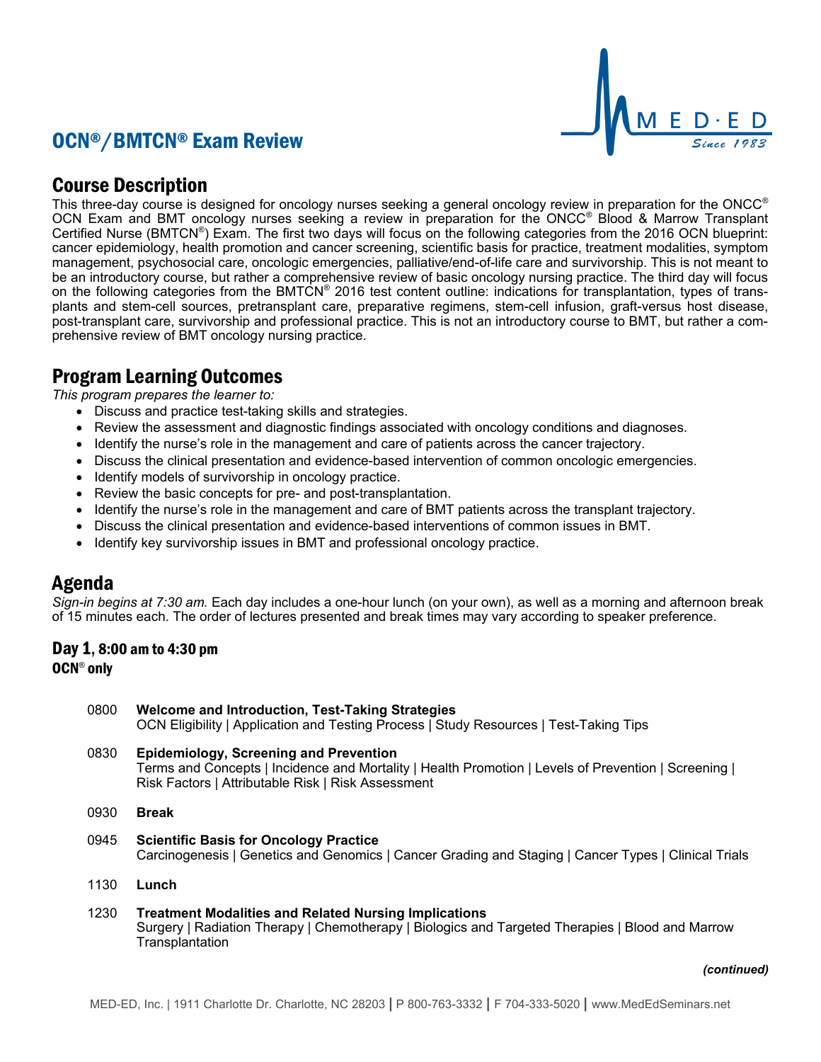# OCN®/BMTCN® Exam Review

## Course Description

This three-day course is designed for oncology nurses seeking a general oncology review in preparation for the ONCC® OCN Exam and BMT oncology nurses seeking a review in preparation for the ONCC® Blood & Marrow Transplant Certified Nurse (BMTCN®) Exam. The first two days will focus on the following categories from the 2016 OCN blueprint: cancer epidemiology, health promotion and cancer screening, scientific basis for practice, treatment modalities, symptom management, psychosocial care, oncologic emergencies, palliative/end-of-life care and survivorship. This is not meant to be an introductory course, but rather a comprehensive review of basic oncology nursing practice. The third day will focus on the following categories from the BMTCN® 2016 test content outline: indications for transplantation, types of transplants and stem-cell sources, pretransplant care, preparative regimens, stem-cell infusion, graft-versus host disease, post-transplant care, survivorship and professional practice. This is not an introductory course to BMT, but rather a comprehensive review of BMT oncology nursing practice.

## Program Learning Outcomes

*This program prepares the learner to:*

- Discuss and practice test-taking skills and strategies.
- Review the assessment and diagnostic findings associated with oncology conditions and diagnoses.
- Identify the nurse's role in the management and care of patients across the cancer trajectory.
- Discuss the clinical presentation and evidence-based intervention of common oncologic emergencies.
- Identify models of survivorship in oncology practice.
- Review the basic concepts for pre- and post-transplantation.
- Identify the nurse's role in the management and care of BMT patients across the transplant trajectory.
- Discuss the clinical presentation and evidence-based interventions of common issues in BMT.
- Identify key survivorship issues in BMT and professional oncology practice.

## Agenda

*Sign-in begins at 7:30 am.* Each day includes a one-hour lunch (on your own), as well as a morning and afternoon break of 15 minutes each. The order of lectures presented and break times may vary according to speaker preference.

### Day 1, 8:00 am to 4:30 pm
**OCN® only**

0800 **Welcome and Introduction, Test-Taking Strategies**
OCN Eligibility | Application and Testing Process | Study Resources | Test-Taking Tips

0830 **Epidemiology, Screening and Prevention**
Terms and Concepts | Incidence and Mortality | Health Promotion | Levels of Prevention | Screening | Risk Factors | Attributable Risk | Risk Assessment

0930 **Break**

0945 **Scientific Basis for Oncology Practice**
Carcinogenesis | Genetics and Genomics | Cancer Grading and Staging | Cancer Types | Clinical Trials

1130 **Lunch**

1230 **Treatment Modalities and Related Nursing Implications**
Surgery | Radiation Therapy | Chemotherapy | Biologics and Targeted Therapies | Blood and Marrow Transplantation

*(continued)*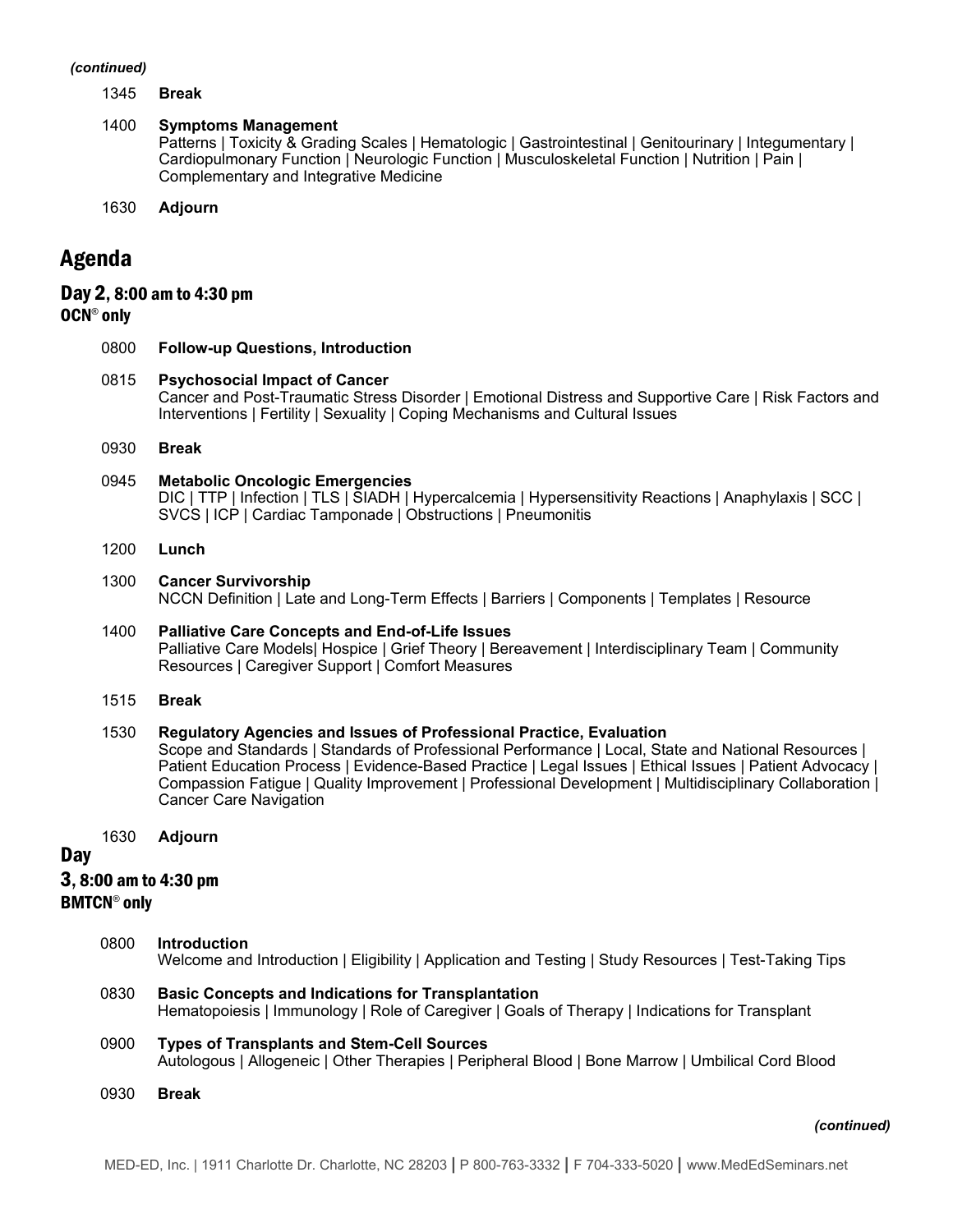*(continued)*

1345 **Break**

1400 **Symptoms Management**
Patterns | Toxicity & Grading Scales | Hematologic | Gastrointestinal | Genitourinary | Integumentary | Cardiopulmonary Function | Neurologic Function | Musculoskeletal Function | Nutrition | Pain | Complementary and Integrative Medicine

1630 **Adjourn**

# Agenda

## Day 2, 8:00 am to 4:30 pm
### OCN® only

0800 **Follow-up Questions, Introduction**

0815 **Psychosocial Impact of Cancer**
Cancer and Post-Traumatic Stress Disorder | Emotional Distress and Supportive Care | Risk Factors and Interventions | Fertility | Sexuality | Coping Mechanisms and Cultural Issues

0930 **Break**

0945 **Metabolic Oncologic Emergencies**
DIC | TTP | Infection | TLS | SIADH | Hypercalcemia | Hypersensitivity Reactions | Anaphylaxis | SCC | SVCS | ICP | Cardiac Tamponade | Obstructions | Pneumonitis

1200 **Lunch**

1300 **Cancer Survivorship**
NCCN Definition | Late and Long-Term Effects | Barriers | Components | Templates | Resource

1400 **Palliative Care Concepts and End-of-Life Issues**
Palliative Care Models| Hospice | Grief Theory | Bereavement | Interdisciplinary Team | Community Resources | Caregiver Support | Comfort Measures

1515 **Break**

1530 **Regulatory Agencies and Issues of Professional Practice, Evaluation**
Scope and Standards | Standards of Professional Performance | Local, State and National Resources | Patient Education Process | Evidence-Based Practice | Legal Issues | Ethical Issues | Patient Advocacy | Compassion Fatigue | Quality Improvement | Professional Development | Multidisciplinary Collaboration | Cancer Care Navigation

1630 **Adjourn**

## Day 3, 8:00 am to 4:30 pm
### BMTCN® only

0800 **Introduction**
Welcome and Introduction | Eligibility | Application and Testing | Study Resources | Test-Taking Tips

0830 **Basic Concepts and Indications for Transplantation**
Hematopoiesis | Immunology | Role of Caregiver | Goals of Therapy | Indications for Transplant

0900 **Types of Transplants and Stem-Cell Sources**
Autologous | Allogeneic | Other Therapies | Peripheral Blood | Bone Marrow | Umbilical Cord Blood

0930 **Break**

*(continued)*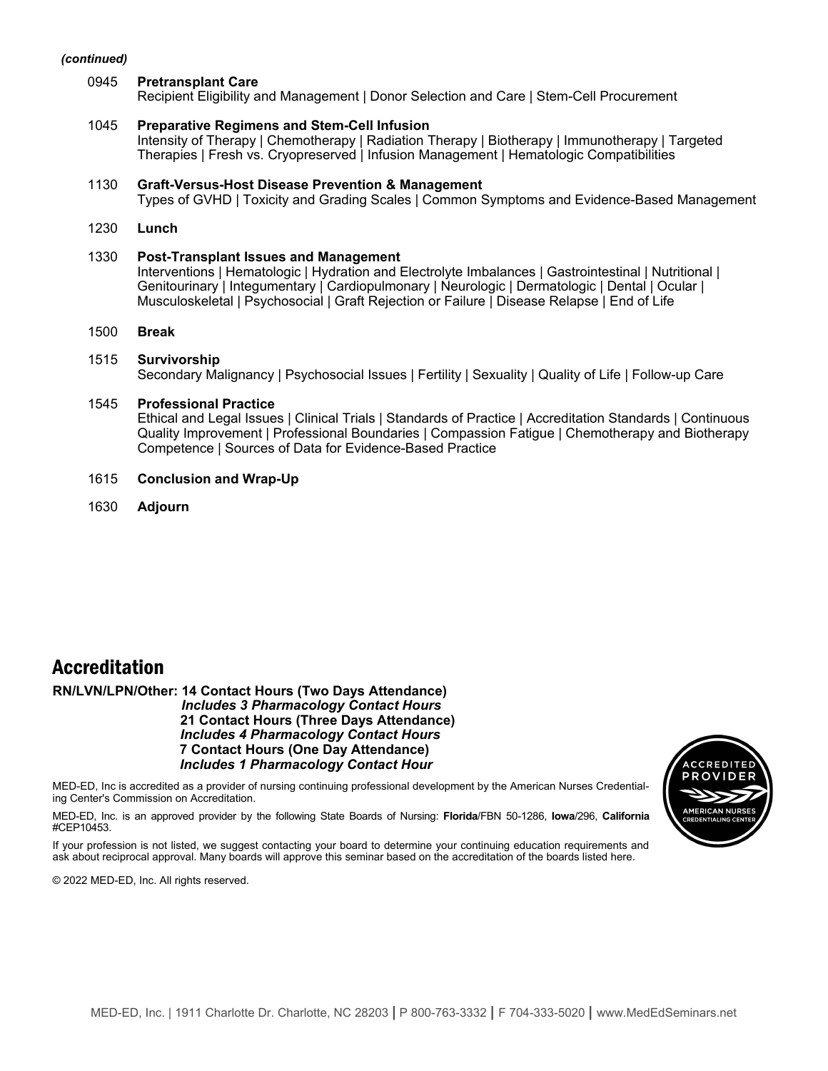*(continued)*

0945 **Pretransplant Care**
Recipient Eligibility and Management | Donor Selection and Care | Stem-Cell Procurement

1045 **Preparative Regimens and Stem-Cell Infusion**
Intensity of Therapy | Chemotherapy | Radiation Therapy | Biotherapy | Immunotherapy | Targeted Therapies | Fresh vs. Cryopreserved | Infusion Management | Hematologic Compatibilities

1130 **Graft-Versus-Host Disease Prevention & Management**
Types of GVHD | Toxicity and Grading Scales | Common Symptoms and Evidence-Based Management

1230 **Lunch**

1330 **Post-Transplant Issues and Management**
Interventions | Hematologic | Hydration and Electrolyte Imbalances | Gastrointestinal | Nutritional | Genitourinary | Integumentary | Cardiopulmonary | Neurologic | Dermatologic | Dental | Ocular | Musculoskeletal | Psychosocial | Graft Rejection or Failure | Disease Relapse | End of Life

1500 **Break**

1515 **Survivorship**
Secondary Malignancy | Psychosocial Issues | Fertility | Sexuality | Quality of Life | Follow-up Care

1545 **Professional Practice**
Ethical and Legal Issues | Clinical Trials | Standards of Practice | Accreditation Standards | Continuous Quality Improvement | Professional Boundaries | Compassion Fatigue | Chemotherapy and Biotherapy Competence | Sources of Data for Evidence-Based Practice

1615 **Conclusion and Wrap-Up**

1630 **Adjourn**

## Accreditation

**RN/LVN/LPN/Other: 14 Contact Hours (Two Days Attendance)**
***Includes 3 Pharmacology Contact Hours***
**21 Contact Hours (Three Days Attendance)**
***Includes 4 Pharmacology Contact Hours***
**7 Contact Hours (One Day Attendance)**
***Includes 1 Pharmacology Contact Hour***

MED-ED, Inc is accredited as a provider of nursing continuing professional development by the American Nurses Credentialing Center's Commission on Accreditation.

MED-ED, Inc. is an approved provider by the following State Boards of Nursing: **Florida**/FBN 50-1286, **Iowa**/296, **California** #CEP10453.

If your profession is not listed, we suggest contacting your board to determine your continuing education requirements and ask about reciprocal approval. Many boards will approve this seminar based on the accreditation of the boards listed here.

ACCREDITED PROVIDER
AMERICAN NURSES CREDENTIALING CENTER

© 2022 MED-ED, Inc. All rights reserved.

MED-ED, Inc. | 1911 Charlotte Dr. Charlotte, NC 28203 | P 800-763-3332 | F 704-333-5020 | www.MedEdSeminars.net